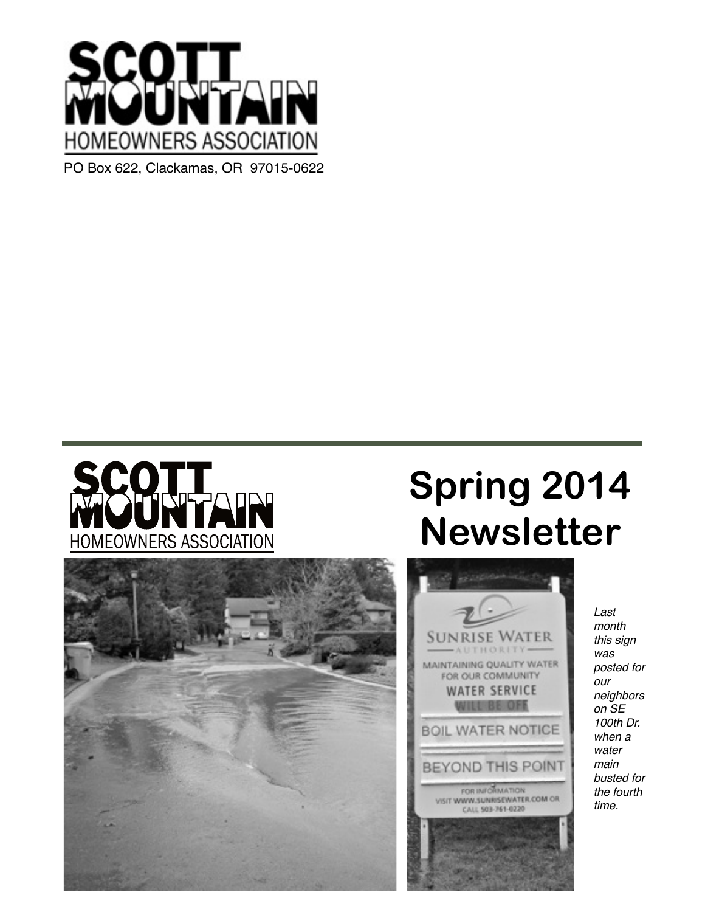SCOTT MOUNTAIN HOMEOWNERS ASSOCIATION

PO Box 622, Clackamas, OR 97015-0622

---

SCOTT MOUNTAIN HOMEOWNERS ASSOCIATION

# Spring 2014 Newsletter

*Last month this sign was posted for our neighbors on SE 100th Dr. when a water main busted for the fourth time.*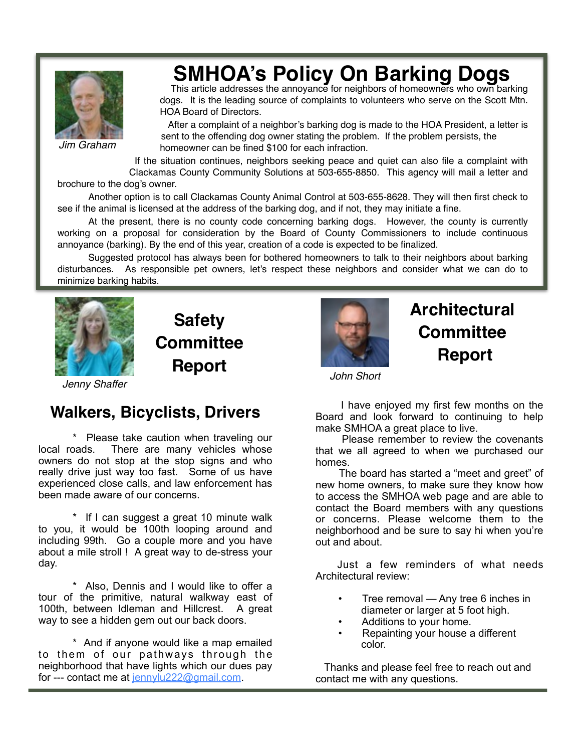# SMHOA's Policy On Barking Dogs

*Jim Graham*

This article addresses the annoyance for neighbors of homeowners who own barking dogs. It is the leading source of complaints to volunteers who serve on the Scott Mtn. HOA Board of Directors.

After a complaint of a neighbor's barking dog is made to the HOA President, a letter is sent to the offending dog owner stating the problem. If the problem persists, the homeowner can be fined $100 for each infraction.

If the situation continues, neighbors seeking peace and quiet can also file a complaint with Clackamas County Community Solutions at 503-655-8850. This agency will mail a letter and brochure to the dog's owner.

Another option is to call Clackamas County Animal Control at 503-655-8628. They will then first check to see if the animal is licensed at the address of the barking dog, and if not, they may initiate a fine.

At the present, there is no county code concerning barking dogs. However, the county is currently working on a proposal for consideration by the Board of County Commissioners to include continuous annoyance (barking). By the end of this year, creation of a code is expected to be finalized.

Suggested protocol has always been for bothered homeowners to talk to their neighbors about barking disturbances. As responsible pet owners, let's respect these neighbors and consider what we can do to minimize barking habits.

## Safety Committee Report

*Jenny Shaffer*

### Walkers, Bicyclists, Drivers

* Please take caution when traveling our local roads. There are many vehicles whose owners do not stop at the stop signs and who really drive just way too fast. Some of us have experienced close calls, and law enforcement has been made aware of our concerns.

* If I can suggest a great 10 minute walk to you, it would be 100th looping around and including 99th. Go a couple more and you have about a mile stroll ! A great way to de-stress your day.

* Also, Dennis and I would like to offer a tour of the primitive, natural walkway east of 100th, between Idleman and Hillcrest. A great way to see a hidden gem out our back doors.

* And if anyone would like a map emailed to them of our pathways through the neighborhood that have lights which our dues pay for --- contact me at jennylu222@gmail.com.

## Architectural Committee Report

*John Short*

I have enjoyed my first few months on the Board and look forward to continuing to help make SMHOA a great place to live.

Please remember to review the covenants that we all agreed to when we purchased our homes.

The board has started a "meet and greet" of new home owners, to make sure they know how to access the SMHOA web page and are able to contact the Board members with any questions or concerns. Please welcome them to the neighborhood and be sure to say hi when you're out and about.

Just a few reminders of what needs Architectural review:

- Tree removal — Any tree 6 inches in diameter or larger at 5 foot high.
- Additions to your home.
- Repainting your house a different color.

Thanks and please feel free to reach out and contact me with any questions.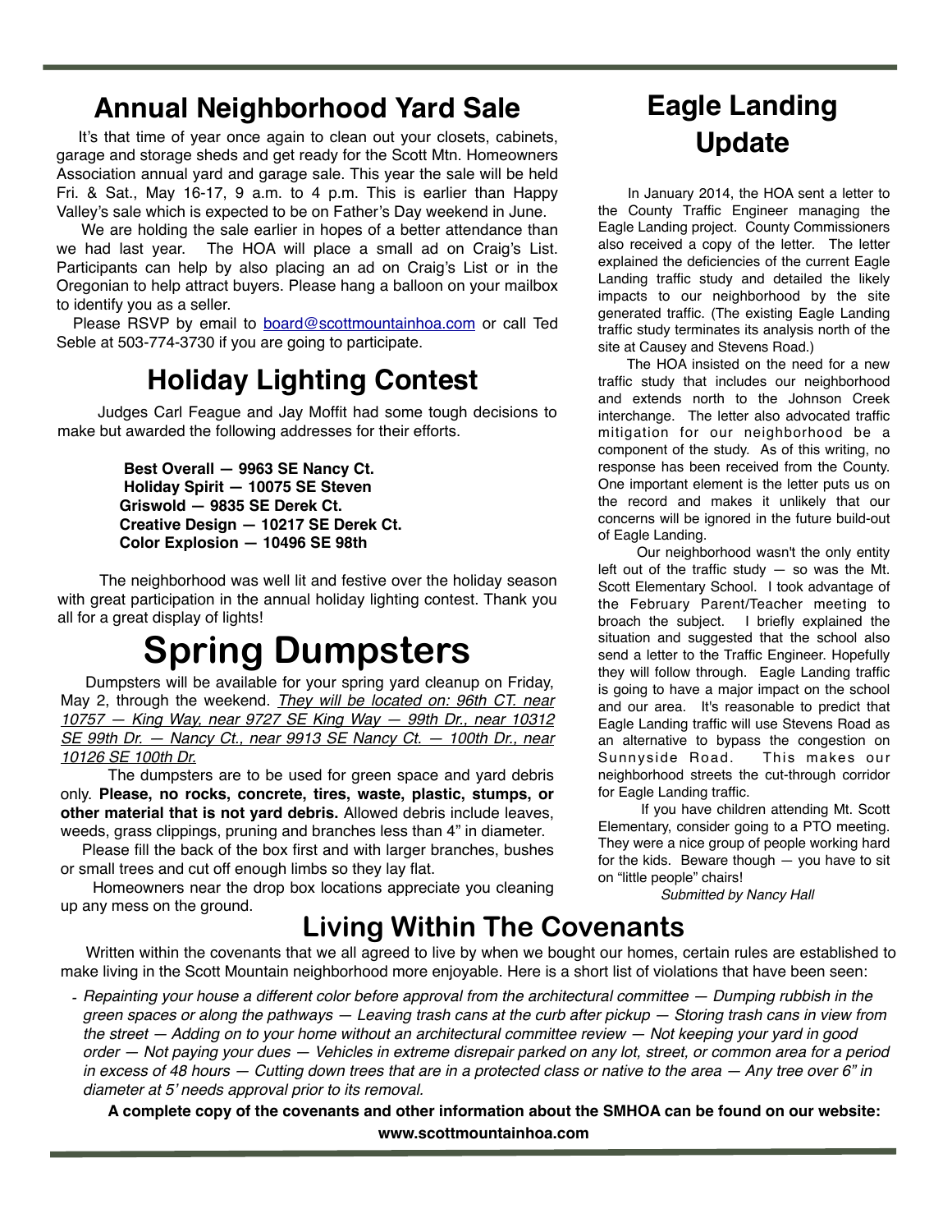## Annual Neighborhood Yard Sale

It's that time of year once again to clean out your closets, cabinets, garage and storage sheds and get ready for the Scott Mtn. Homeowners Association annual yard and garage sale. This year the sale will be held Fri. & Sat., May 16-17, 9 a.m. to 4 p.m. This is earlier than Happy Valley's sale which is expected to be on Father's Day weekend in June.

We are holding the sale earlier in hopes of a better attendance than we had last year. The HOA will place a small ad on Craig's List. Participants can help by also placing an ad on Craig's List or in the Oregonian to help attract buyers. Please hang a balloon on your mailbox to identify you as a seller.

Please RSVP by email to board@scottmountainhoa.com or call Ted Seble at 503-774-3730 if you are going to participate.

## Holiday Lighting Contest

Judges Carl Feague and Jay Moffit had some tough decisions to make but awarded the following addresses for their efforts.

**Best Overall — 9963 SE Nancy Ct.**
**Holiday Spirit — 10075 SE Steven**
**Griswold — 9835 SE Derek Ct.**
**Creative Design — 10217 SE Derek Ct.**
**Color Explosion — 10496 SE 98th**

The neighborhood was well lit and festive over the holiday season with great participation in the annual holiday lighting contest. Thank you all for a great display of lights!

# Spring Dumpsters

Dumpsters will be available for your spring yard cleanup on Friday, May 2, through the weekend. *They will be located on: 96th CT. near 10757 — King Way, near 9727 SE King Way — 99th Dr., near 10312 SE 99th Dr. — Nancy Ct., near 9913 SE Nancy Ct. — 100th Dr., near 10126 SE 100th Dr.*

The dumpsters are to be used for green space and yard debris only. **Please, no rocks, concrete, tires, waste, plastic, stumps, or other material that is not yard debris.** Allowed debris include leaves, weeds, grass clippings, pruning and branches less than 4" in diameter.

Please fill the back of the box first and with larger branches, bushes or small trees and cut off enough limbs so they lay flat.

Homeowners near the drop box locations appreciate you cleaning up any mess on the ground.

## Eagle Landing Update

In January 2014, the HOA sent a letter to the County Traffic Engineer managing the Eagle Landing project. County Commissioners also received a copy of the letter. The letter explained the deficiencies of the current Eagle Landing traffic study and detailed the likely impacts to our neighborhood by the site generated traffic. (The existing Eagle Landing traffic study terminates its analysis north of the site at Causey and Stevens Road.)

The HOA insisted on the need for a new traffic study that includes our neighborhood and extends north to the Johnson Creek interchange. The letter also advocated traffic mitigation for our neighborhood be a component of the study. As of this writing, no response has been received from the County. One important element is the letter puts us on the record and makes it unlikely that our concerns will be ignored in the future build-out of Eagle Landing.

Our neighborhood wasn't the only entity left out of the traffic study — so was the Mt. Scott Elementary School. I took advantage of the February Parent/Teacher meeting to broach the subject. I briefly explained the situation and suggested that the school also send a letter to the Traffic Engineer. Hopefully they will follow through. Eagle Landing traffic is going to have a major impact on the school and our area. It's reasonable to predict that Eagle Landing traffic will use Stevens Road as an alternative to bypass the congestion on Sunnyside Road. This makes our neighborhood streets the cut-through corridor for Eagle Landing traffic.

If you have children attending Mt. Scott Elementary, consider going to a PTO meeting. They were a nice group of people working hard for the kids. Beware though — you have to sit on "little people" chairs!

*Submitted by Nancy Hall*

## Living Within The Covenants

Written within the covenants that we all agreed to live by when we bought our homes, certain rules are established to make living in the Scott Mountain neighborhood more enjoyable. Here is a short list of violations that have been seen:

- *Repainting your house a different color before approval from the architectural committee — Dumping rubbish in the green spaces or along the pathways — Leaving trash cans at the curb after pickup — Storing trash cans in view from the street — Adding on to your home without an architectural committee review — Not keeping your yard in good order — Not paying your dues — Vehicles in extreme disrepair parked on any lot, street, or common area for a period in excess of 48 hours — Cutting down trees that are in a protected class or native to the area — Any tree over 6" in diameter at 5' needs approval prior to its removal.*

**A complete copy of the covenants and other information about the SMHOA can be found on our website: www.scottmountainhoa.com**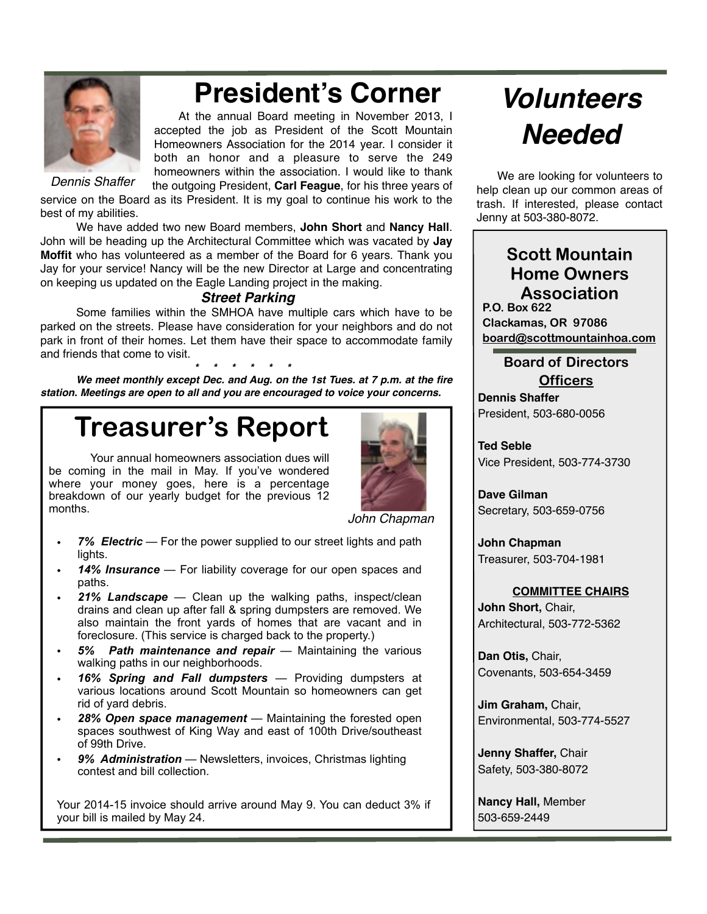# President's Corner

*Dennis Shaffer*

At the annual Board meeting in November 2013, I accepted the job as President of the Scott Mountain Homeowners Association for the 2014 year. I consider it both an honor and a pleasure to serve the 249 homeowners within the association. I would like to thank the outgoing President, **Carl Feague**, for his three years of service on the Board as its President. It is my goal to continue his work to the best of my abilities.

We have added two new Board members, **John Short** and **Nancy Hall**. John will be heading up the Architectural Committee which was vacated by **Jay Moffit** who has volunteered as a member of the Board for 6 years. Thank you Jay for your service! Nancy will be the new Director at Large and concentrating on keeping us updated on the Eagle Landing project in the making.

### *Street Parking*

Some families within the SMHOA have multiple cars which have to be parked on the streets. Please have consideration for your neighbors and do not park in front of their homes. Let them have their space to accommodate family and friends that come to visit.

\* \* \* \* \* \*

***We meet monthly except Dec. and Aug. on the 1st Tues. at 7 p.m. at the fire station. Meetings are open to all and you are encouraged to voice your concerns.***

# Treasurer's Report

*John Chapman*

Your annual homeowners association dues will be coming in the mail in May. If you've wondered where your money goes, here is a percentage breakdown of our yearly budget for the previous 12 months.

- ***7% Electric*** — For the power supplied to our street lights and path lights.
- ***14% Insurance*** — For liability coverage for our open spaces and paths.
- ***21% Landscape*** — Clean up the walking paths, inspect/clean drains and clean up after fall & spring dumpsters are removed. We also maintain the front yards of homes that are vacant and in foreclosure. (This service is charged back to the property.)
- ***5% Path maintenance and repair*** — Maintaining the various walking paths in our neighborhoods.
- ***16% Spring and Fall dumpsters*** — Providing dumpsters at various locations around Scott Mountain so homeowners can get rid of yard debris.
- ***28% Open space management*** — Maintaining the forested open spaces southwest of King Way and east of 100th Drive/southeast of 99th Drive.
- ***9% Administration*** — Newsletters, invoices, Christmas lighting contest and bill collection.

Your 2014-15 invoice should arrive around May 9. You can deduct 3% if your bill is mailed by May 24.

# *Volunteers Needed*

We are looking for volunteers to help clean up our common areas of trash. If interested, please contact Jenny at 503-380-8072.

## Scott Mountain Home Owners Association

**P.O. Box 622**
**Clackamas, OR 97086**
**board@scottmountainhoa.com**

### Board of Directors

**Officers**

**Dennis Shaffer**
President, 503-680-0056

**Ted Seble**
Vice President, 503-774-3730

**Dave Gilman**
Secretary, 503-659-0756

**John Chapman**
Treasurer, 503-704-1981

**COMMITTEE CHAIRS**

**John Short,** Chair,
Architectural, 503-772-5362

**Dan Otis,** Chair,
Covenants, 503-654-3459

**Jim Graham,** Chair,
Environmental, 503-774-5527

**Jenny Shaffer,** Chair
Safety, 503-380-8072

**Nancy Hall,** Member
503-659-2449